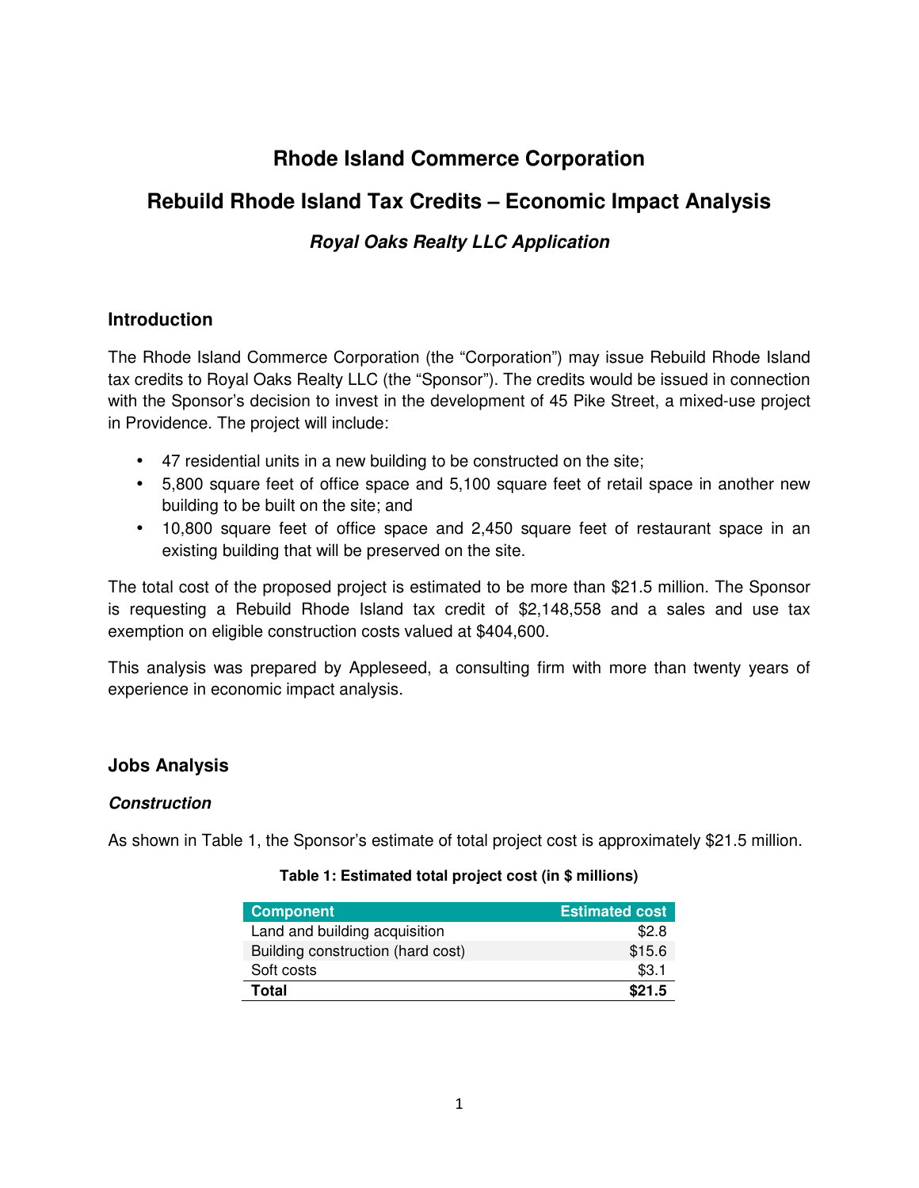# Rhode Island Commerce Corporation

# Rebuild Rhode Island Tax Credits – Economic Impact Analysis

### *Royal Oaks Realty LLC Application*

## Introduction

The Rhode Island Commerce Corporation (the "Corporation") may issue Rebuild Rhode Island tax credits to Royal Oaks Realty LLC (the "Sponsor"). The credits would be issued in connection with the Sponsor's decision to invest in the development of 45 Pike Street, a mixed-use project in Providence. The project will include:

- 47 residential units in a new building to be constructed on the site;
- 5,800 square feet of office space and 5,100 square feet of retail space in another new building to be built on the site; and
- 10,800 square feet of office space and 2,450 square feet of restaurant space in an existing building that will be preserved on the site.

The total cost of the proposed project is estimated to be more than $21.5 million. The Sponsor is requesting a Rebuild Rhode Island tax credit of $2,148,558 and a sales and use tax exemption on eligible construction costs valued at $404,600.

This analysis was prepared by Appleseed, a consulting firm with more than twenty years of experience in economic impact analysis.

## Jobs Analysis

### *Construction*

As shown in Table 1, the Sponsor's estimate of total project cost is approximately $21.5 million.

**Table 1: Estimated total project cost (in $ millions)**

| Component | Estimated cost |
|---|---:|
| Land and building acquisition | $2.8 |
| Building construction (hard cost) | $15.6 |
| Soft costs | $3.1 |
| **Total** | **$21.5** |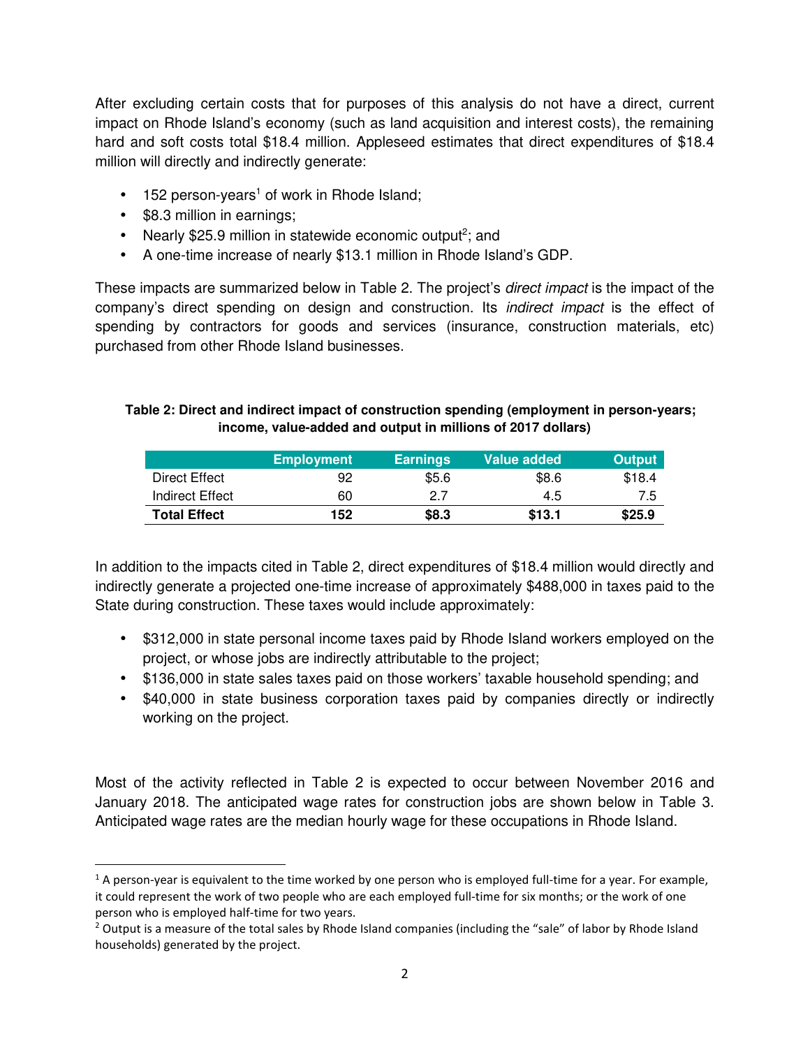After excluding certain costs that for purposes of this analysis do not have a direct, current impact on Rhode Island's economy (such as land acquisition and interest costs), the remaining hard and soft costs total $18.4 million. Appleseed estimates that direct expenditures of $18.4 million will directly and indirectly generate:

- 152 person-years[1] of work in Rhode Island;
- $8.3 million in earnings;
- Nearly $25.9 million in statewide economic output[2]; and
- A one-time increase of nearly $13.1 million in Rhode Island's GDP.

These impacts are summarized below in Table 2. The project's *direct impact* is the impact of the company's direct spending on design and construction. Its *indirect impact* is the effect of spending by contractors for goods and services (insurance, construction materials, etc) purchased from other Rhode Island businesses.

**Table 2: Direct and indirect impact of construction spending (employment in person-years; income, value-added and output in millions of 2017 dollars)**

| | Employment | Earnings | Value added | Output |
|---|---|---|---|---|
| Direct Effect | 92 | $5.6 | $8.6 | $18.4 |
| Indirect Effect | 60 | 2.7 | 4.5 | 7.5 |
| **Total Effect** | **152** | **$8.3** | **$13.1** | **$25.9** |

In addition to the impacts cited in Table 2, direct expenditures of $18.4 million would directly and indirectly generate a projected one-time increase of approximately $488,000 in taxes paid to the State during construction. These taxes would include approximately:

- $312,000 in state personal income taxes paid by Rhode Island workers employed on the project, or whose jobs are indirectly attributable to the project;
- $136,000 in state sales taxes paid on those workers' taxable household spending; and
- $40,000 in state business corporation taxes paid by companies directly or indirectly working on the project.

Most of the activity reflected in Table 2 is expected to occur between November 2016 and January 2018. The anticipated wage rates for construction jobs are shown below in Table 3. Anticipated wage rates are the median hourly wage for these occupations in Rhode Island.

---

[1] A person-year is equivalent to the time worked by one person who is employed full-time for a year. For example, it could represent the work of two people who are each employed full-time for six months; or the work of one person who is employed half-time for two years.

[2] Output is a measure of the total sales by Rhode Island companies (including the "sale" of labor by Rhode Island households) generated by the project.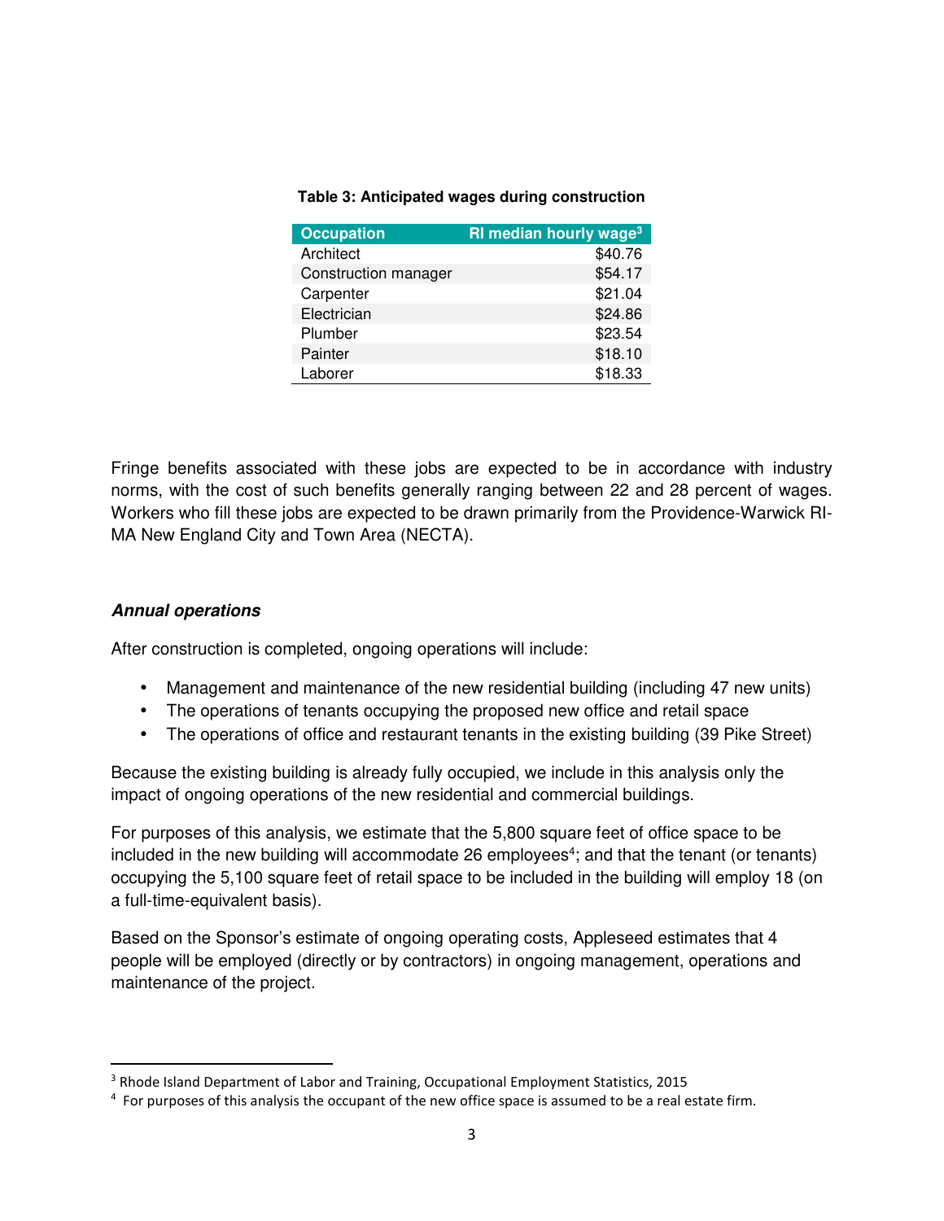**Table 3: Anticipated wages during construction**

| Occupation | RI median hourly wage[3] |
|---|---:|
| Architect | $40.76 |
| Construction manager | $54.17 |
| Carpenter | $21.04 |
| Electrician | $24.86 |
| Plumber | $23.54 |
| Painter | $18.10 |
| Laborer | $18.33 |

Fringe benefits associated with these jobs are expected to be in accordance with industry norms, with the cost of such benefits generally ranging between 22 and 28 percent of wages. Workers who fill these jobs are expected to be drawn primarily from the Providence-Warwick RI-MA New England City and Town Area (NECTA).

### *Annual operations*

After construction is completed, ongoing operations will include:

- Management and maintenance of the new residential building (including 47 new units)
- The operations of tenants occupying the proposed new office and retail space
- The operations of office and restaurant tenants in the existing building (39 Pike Street)

Because the existing building is already fully occupied, we include in this analysis only the impact of ongoing operations of the new residential and commercial buildings.

For purposes of this analysis, we estimate that the 5,800 square feet of office space to be included in the new building will accommodate 26 employees[4]; and that the tenant (or tenants) occupying the 5,100 square feet of retail space to be included in the building will employ 18 (on a full-time-equivalent basis).

Based on the Sponsor's estimate of ongoing operating costs, Appleseed estimates that 4 people will be employed (directly or by contractors) in ongoing management, operations and maintenance of the project.

---

[3] Rhode Island Department of Labor and Training, Occupational Employment Statistics, 2015

[4] For purposes of this analysis the occupant of the new office space is assumed to be a real estate firm.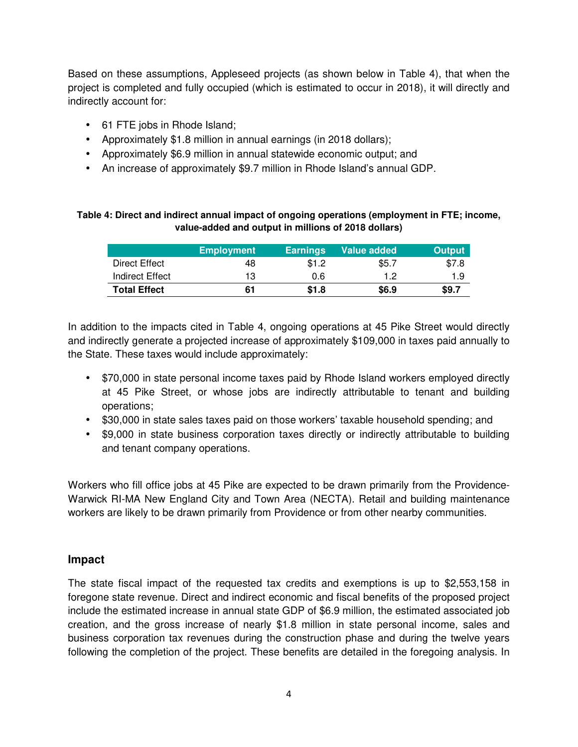Based on these assumptions, Appleseed projects (as shown below in Table 4), that when the project is completed and fully occupied (which is estimated to occur in 2018), it will directly and indirectly account for:

- 61 FTE jobs in Rhode Island;
- Approximately $1.8 million in annual earnings (in 2018 dollars);
- Approximately $6.9 million in annual statewide economic output; and
- An increase of approximately $9.7 million in Rhode Island's annual GDP.

**Table 4: Direct and indirect annual impact of ongoing operations (employment in FTE; income, value-added and output in millions of 2018 dollars)**

| | Employment | Earnings | Value added | Output |
|---|---|---|---|---|
| Direct Effect | 48 | $1.2 | $5.7 | $7.8 |
| Indirect Effect | 13 | 0.6 | 1.2 | 1.9 |
| **Total Effect** | **61** | **$1.8** | **$6.9** | **$9.7** |

In addition to the impacts cited in Table 4, ongoing operations at 45 Pike Street would directly and indirectly generate a projected increase of approximately $109,000 in taxes paid annually to the State. These taxes would include approximately:

- $70,000 in state personal income taxes paid by Rhode Island workers employed directly at 45 Pike Street, or whose jobs are indirectly attributable to tenant and building operations;
- $30,000 in state sales taxes paid on those workers' taxable household spending; and
- $9,000 in state business corporation taxes directly or indirectly attributable to building and tenant company operations.

Workers who fill office jobs at 45 Pike are expected to be drawn primarily from the Providence-Warwick RI-MA New England City and Town Area (NECTA). Retail and building maintenance workers are likely to be drawn primarily from Providence or from other nearby communities.

## Impact

The state fiscal impact of the requested tax credits and exemptions is up to $2,553,158 in foregone state revenue. Direct and indirect economic and fiscal benefits of the proposed project include the estimated increase in annual state GDP of $6.9 million, the estimated associated job creation, and the gross increase of nearly $1.8 million in state personal income, sales and business corporation tax revenues during the construction phase and during the twelve years following the completion of the project. These benefits are detailed in the foregoing analysis. In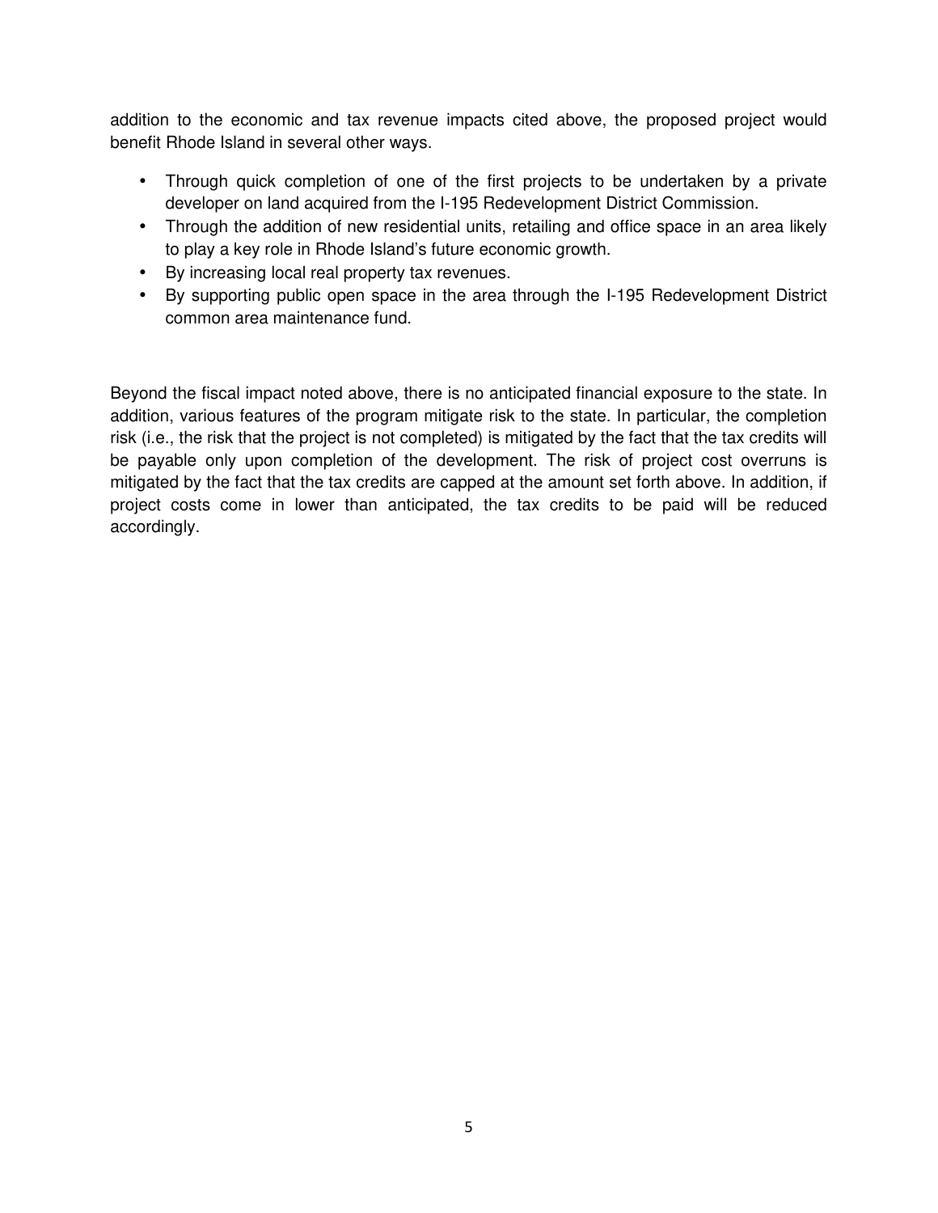addition to the economic and tax revenue impacts cited above, the proposed project would benefit Rhode Island in several other ways.

- Through quick completion of one of the first projects to be undertaken by a private developer on land acquired from the I-195 Redevelopment District Commission.
- Through the addition of new residential units, retailing and office space in an area likely to play a key role in Rhode Island's future economic growth.
- By increasing local real property tax revenues.
- By supporting public open space in the area through the I-195 Redevelopment District common area maintenance fund.

Beyond the fiscal impact noted above, there is no anticipated financial exposure to the state. In addition, various features of the program mitigate risk to the state. In particular, the completion risk (i.e., the risk that the project is not completed) is mitigated by the fact that the tax credits will be payable only upon completion of the development. The risk of project cost overruns is mitigated by the fact that the tax credits are capped at the amount set forth above. In addition, if project costs come in lower than anticipated, the tax credits to be paid will be reduced accordingly.